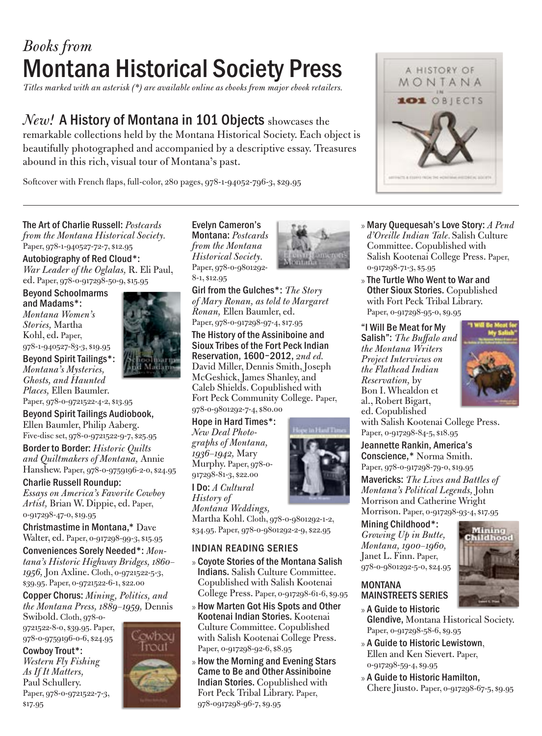*Books from*

# Montana Historical Society Press

*Titles marked with an asterisk (*) are available online as ebooks from major ebook retailers.*

*New!* **A History of Montana in 101 Objects** showcases the remarkable collections held by the Montana Historical Society. Each object is beautifully photographed and accompanied by a descriptive essay. Treasures abound in this rich, visual tour of Montana's past.

Softcover with French flaps, full-color, 280 pages, 978-1-94052-796-3, $29.95

---

**The Art of Charlie Russell:** *Postcards from the Montana Historical Society.* Paper, 978-1-940527-72-7, $12.95

**Autobiography of Red Cloud*:** *War Leader of the Oglalas,* R. Eli Paul, ed. Paper, 978-0-917298-50-9, $15.95

**Beyond Schoolmarms and Madams*:** *Montana Women's Stories,* Martha Kohl, ed. Paper, 978-1-940527-83-3, $19.95

**Beyond Spirit Tailings*:** *Montana's Mysteries, Ghosts, and Haunted Places,* Ellen Baumler. Paper, 978-0-9721522-4-2, $13.95

**Beyond Spirit Tailings Audiobook,** Ellen Baumler, Philip Aaberg. Five-disc set, 978-0-9721522-9-7, $25.95

**Border to Border:** *Historic Quilts and Quiltmakers of Montana,* Annie Hanshew. Paper, 978-0-9759196-2-0, $24.95

**Charlie Russell Roundup:** *Essays on America's Favorite Cowboy Artist,* Brian W. Dippie, ed. Paper, 0-917298-47-0, $19.95

**Christmastime in Montana,*** Dave Walter, ed. Paper, 0-917298-99-3, $15.95

**Conveniences Sorely Needed*:** *Montana's Historic Highway Bridges, 1860–1956,* Jon Axline. Cloth, 0-9721522-5-3, $39.95. Paper, 0-9721522-6-1, $22.00

**Copper Chorus:** *Mining, Politics, and the Montana Press, 1889–1959,* Dennis Swibold. Cloth, 978-0-9721522-8-0, $39.95. Paper, 978-0-9759196-0-6, $24.95

**Cowboy Trout*:** *Western Fly Fishing As If It Matters,* Paul Schullery. Paper, 978-0-9721522-7-3, $17.95

**Evelyn Cameron's Montana:** *Postcards from the Montana Historical Society.* Paper, 978-0-9801292-8-1, $12.95

**Girl from the Gulches*:** *The Story of Mary Ronan, as told to Margaret Ronan,* Ellen Baumler, ed. Paper, 978-0-917298-97-4, $17.95

**The History of the Assiniboine and Sioux Tribes of the Fort Peck Indian Reservation, 1600–2012,** *2nd ed.* David Miller, Dennis Smith, Joseph McGeshick, James Shanley, and Caleb Shields. Copublished with Fort Peck Community College. Paper, 978-0-9801292-7-4, $80.00

**Hope in Hard Times*:** *New Deal Photographs of Montana, 1936–1942,* Mary Murphy. Paper, 978-0-917298-81-3, $22.00

**I Do:** *A Cultural History of Montana Weddings,* Martha Kohl. Cloth, 978-0-9801292-1-2, $34.95. Paper, 978-0-9801292-2-9, $22.95

### INDIAN READING SERIES

- **Coyote Stories of the Montana Salish Indians.** Salish Culture Committee. Copublished with Salish Kootenai College Press. Paper, 0-917298-61-6, $9.95
- **How Marten Got His Spots and Other Kootenai Indian Stories.** Kootenai Culture Committee. Copublished with Salish Kootenai College Press. Paper, 0-917298-92-6, $8.95
- **How the Morning and Evening Stars Came to Be and Other Assiniboine Indian Stories.** Copublished with Fort Peck Tribal Library. Paper, 978-0917298-96-7, $9.95
- **Mary Quequesah's Love Story:** *A Pend d'Oreille Indian Tale.* Salish Culture Committee. Copublished with Salish Kootenai College Press. Paper, 0-917298-71-3, $5.95
- **The Turtle Who Went to War and Other Sioux Stories.** Copublished with Fort Peck Tribal Library. Paper, 0-917298-95-0, $9.95

**"I Will Be Meat for My Salish":** *The Buffalo and the Montana Writers Project Interviews on the Flathead Indian Reservation,* by Bon I. Whealdon et al., Robert Bigart, ed. Copublished with Salish Kootenai College Press. Paper, 0-917298-84-5, $18.95

**Jeannette Rankin, America's Conscience,*** Norma Smith. Paper, 978-0-917298-79-0, $19.95

**Mavericks:** *The Lives and Battles of Montana's Political Legends,* John Morrison and Catherine Wright Morrison. Paper, 0-917298-93-4, $17.95

**Mining Childhood*:** *Growing Up in Butte, Montana, 1900–1960,* Janet L. Finn. Paper, 978-0-9801292-5-0, $24.95

### MONTANA MAINSTREETS SERIES

- **A Guide to Historic Glendive,** Montana Historical Society. Paper, 0-917298-58-6, $9.95
- **A Guide to Historic Lewistown**, Ellen and Ken Sievert. Paper, 0-917298-59-4, $9.95
- **A Guide to Historic Hamilton,** Chere Jiusto. Paper, 0-917298-67-5, $9.95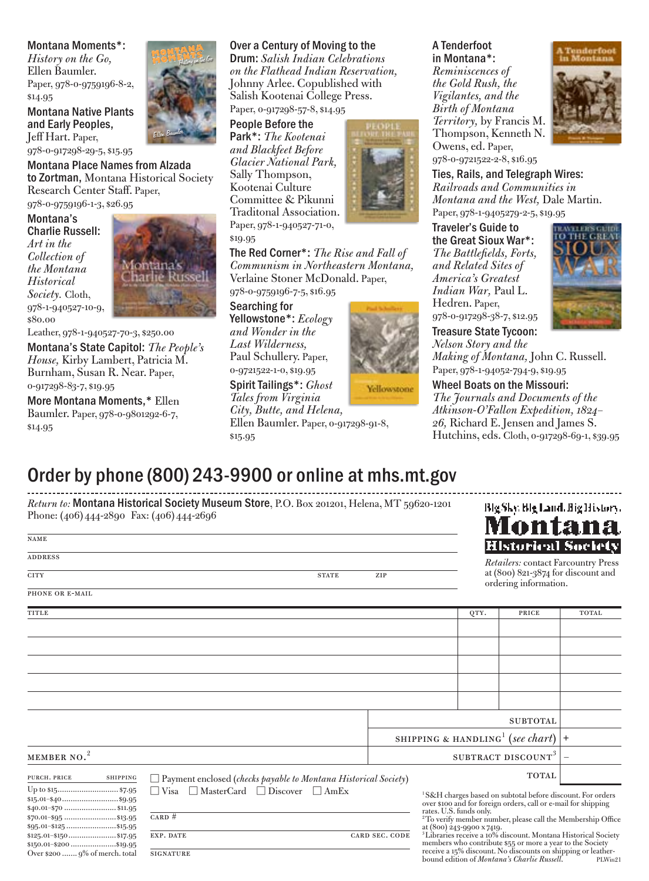**Montana Moments\*:** *History on the Go,* Ellen Baumler. Paper, 978-0-9759196-8-2, $14.95

**Montana Native Plants and Early Peoples,** Jeff Hart. Paper, 978-0-917298-29-5, $15.95

**Montana Place Names from Alzada to Zortman,** Montana Historical Society Research Center Staff. Paper, 978-0-9759196-1-3, $26.95

**Montana's Charlie Russell:** *Art in the Collection of the Montana Historical Society.* Cloth, 978-1-940527-10-9, $80.00
Leather, 978-1-940527-70-3, $250.00

**Montana's State Capitol:** *The People's House,* Kirby Lambert, Patricia M. Burnham, Susan R. Near. Paper, 0-917298-83-7, $19.95

**More Montana Moments,\*** Ellen Baumler. Paper, 978-0-9801292-6-7, $14.95

**Over a Century of Moving to the Drum:** *Salish Indian Celebrations on the Flathead Indian Reservation,* Johnny Arlee. Copublished with Salish Kootenai College Press. Paper, 0-917298-57-8, $14.95

**People Before the Park\*:** *The Kootenai and Blackfeet Before Glacier National Park,* Sally Thompson, Kootenai Culture Committee & Pikunni Traditonal Association. Paper, 978-1-940527-71-0, $19.95

**The Red Corner\*:** *The Rise and Fall of Communism in Northeastern Montana,* Verlaine Stoner McDonald. Paper, 978-0-9759196-7-5, $16.95

**Searching for Yellowstone\*:** *Ecology and Wonder in the Last Wilderness,* Paul Schullery. Paper, 0-9721522-1-0, $19.95

**Spirit Tailings\*:** *Ghost Tales from Virginia City, Butte, and Helena,* Ellen Baumler. Paper, 0-917298-91-8, $15.95

**A Tenderfoot in Montana\*:** *Reminiscences of the Gold Rush, the Vigilantes, and the Birth of Montana Territory,* by Francis M. Thompson, Kenneth N. Owens, ed. Paper, 978-0-9721522-2-8, $16.95

**Ties, Rails, and Telegraph Wires:** *Railroads and Communities in Montana and the West,* Dale Martin. Paper, 978-1-9405279-2-5, $19.95

**Traveler's Guide to the Great Sioux War\*:** *The Battlefields, Forts, and Related Sites of America's Greatest Indian War,* Paul L. Hedren. Paper, 978-0-917298-38-7, $12.95

**Treasure State Tycoon:** *Nelson Story and the Making of Montana,* John C. Russell. Paper, 978-1-94052-794-9, $19.95

**Wheel Boats on the Missouri:** *The Journals and Documents of the Atkinson-O'Fallon Expedition, 1824–26,* Richard E. Jensen and James S. Hutchins, eds. Cloth, 0-917298-69-1, $39.95

# Order by phone (800) 243-9900 or online at mhs.mt.gov

*Return to:* **Montana Historical Society Museum Store**, P.O. Box 201201, Helena, MT 59620-1201
Phone: (406) 444-2890 Fax: (406) 444-2696

Big Sky. Big Land. Big History.
**Montana Historical Society**

*Retailers:* contact Farcountry Press at (800) 821-3874 for discount and ordering information.

NAME

ADDRESS

CITY STATE ZIP

PHONE OR E-MAIL

| TITLE | QTY. | PRICE | TOTAL |
|---|---|---|---|
| | | | |
| | | | |
| | | | |
| | | | |
| | | | |
| | | SUBTOTAL | |
| | | SHIPPING & HANDLING[1] (*see chart*) | + |
| MEMBER NO.[2] | | SUBTRACT DISCOUNT[3] | – |
| | | TOTAL | |

| PURCH. PRICE | SHIPPING |
|---|---|
| Up to $15 | $7.95 |
| $15.01–$40 | $9.95 |
| $40.01–$70 | $11.95 |
| $70.01–$95 | $13.95 |
| $95.01–$125 | $15.95 |
| $125.01–$150 | $17.95 |
| $150.01–$200 | $19.95 |
| Over $200 | 9% of merch. total |

☐ Payment enclosed (*checks payable to Montana Historical Society*)
☐ Visa ☐ MasterCard ☐ Discover ☐ AmEx

CARD #

EXP. DATE CARD SEC. CODE

SIGNATURE

[1]S&H charges based on subtotal before discount. For orders over $100 and for foreign orders, call or e-mail for shipping rates. U.S. funds only.
[2]To verify member number, please call the Membership Office at (800) 243-9900 x7419.
[3]Libraries receive a 10% discount. Montana Historical Society members who contribute $55 or more a year to the Society receive a 15% discount. No discounts on shipping or leather-bound edition of *Montana's Charlie Russell.*

PLWin21